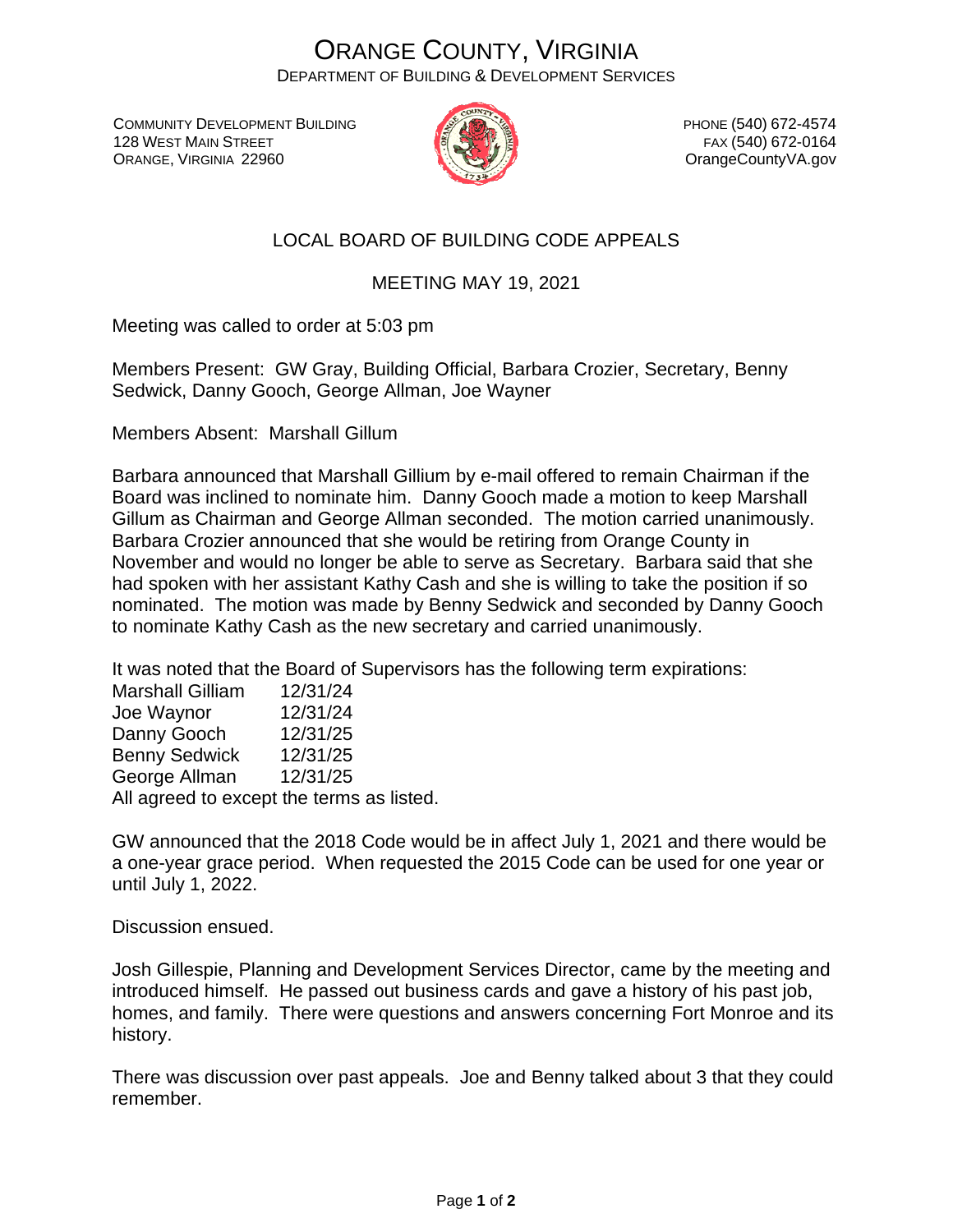# ORANGE COUNTY, VIRGINIA

DEPARTMENT OF BUILDING & DEVELOPMENT SERVICES

COMMUNITY DEVELOPMENT BUILDING
128 WEST MAIN STREET
ORANGE, VIRGINIA 22960

PHONE (540) 672-4574
FAX (540) 672-0164
OrangeCountyVA.gov

## LOCAL BOARD OF BUILDING CODE APPEALS

### MEETING MAY 19, 2021

Meeting was called to order at 5:03 pm

Members Present: GW Gray, Building Official, Barbara Crozier, Secretary, Benny Sedwick, Danny Gooch, George Allman, Joe Wayner

Members Absent: Marshall Gillum

Barbara announced that Marshall Gillium by e-mail offered to remain Chairman if the Board was inclined to nominate him. Danny Gooch made a motion to keep Marshall Gillum as Chairman and George Allman seconded. The motion carried unanimously. Barbara Crozier announced that she would be retiring from Orange County in November and would no longer be able to serve as Secretary. Barbara said that she had spoken with her assistant Kathy Cash and she is willing to take the position if so nominated. The motion was made by Benny Sedwick and seconded by Danny Gooch to nominate Kathy Cash as the new secretary and carried unanimously.

It was noted that the Board of Supervisors has the following term expirations:

| | |
|---|---|
| Marshall Gilliam | 12/31/24 |
| Joe Waynor | 12/31/24 |
| Danny Gooch | 12/31/25 |
| Benny Sedwick | 12/31/25 |
| George Allman | 12/31/25 |

All agreed to except the terms as listed.

GW announced that the 2018 Code would be in affect July 1, 2021 and there would be a one-year grace period. When requested the 2015 Code can be used for one year or until July 1, 2022.

Discussion ensued.

Josh Gillespie, Planning and Development Services Director, came by the meeting and introduced himself. He passed out business cards and gave a history of his past job, homes, and family. There were questions and answers concerning Fort Monroe and its history.

There was discussion over past appeals. Joe and Benny talked about 3 that they could remember.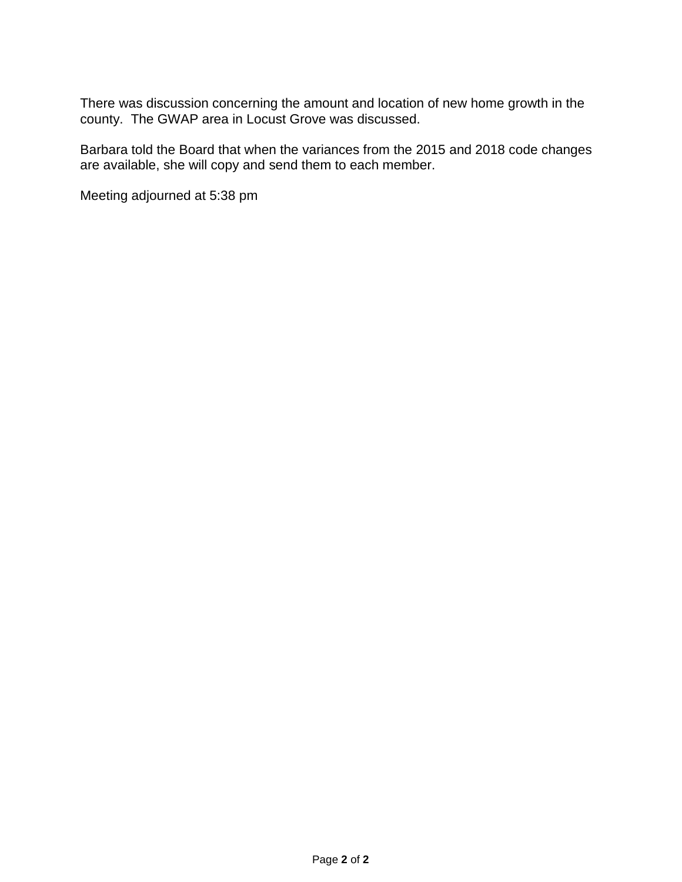There was discussion concerning the amount and location of new home growth in the county.  The GWAP area in Locust Grove was discussed.

Barbara told the Board that when the variances from the 2015 and 2018 code changes are available, she will copy and send them to each member.

Meeting adjourned at 5:38 pm